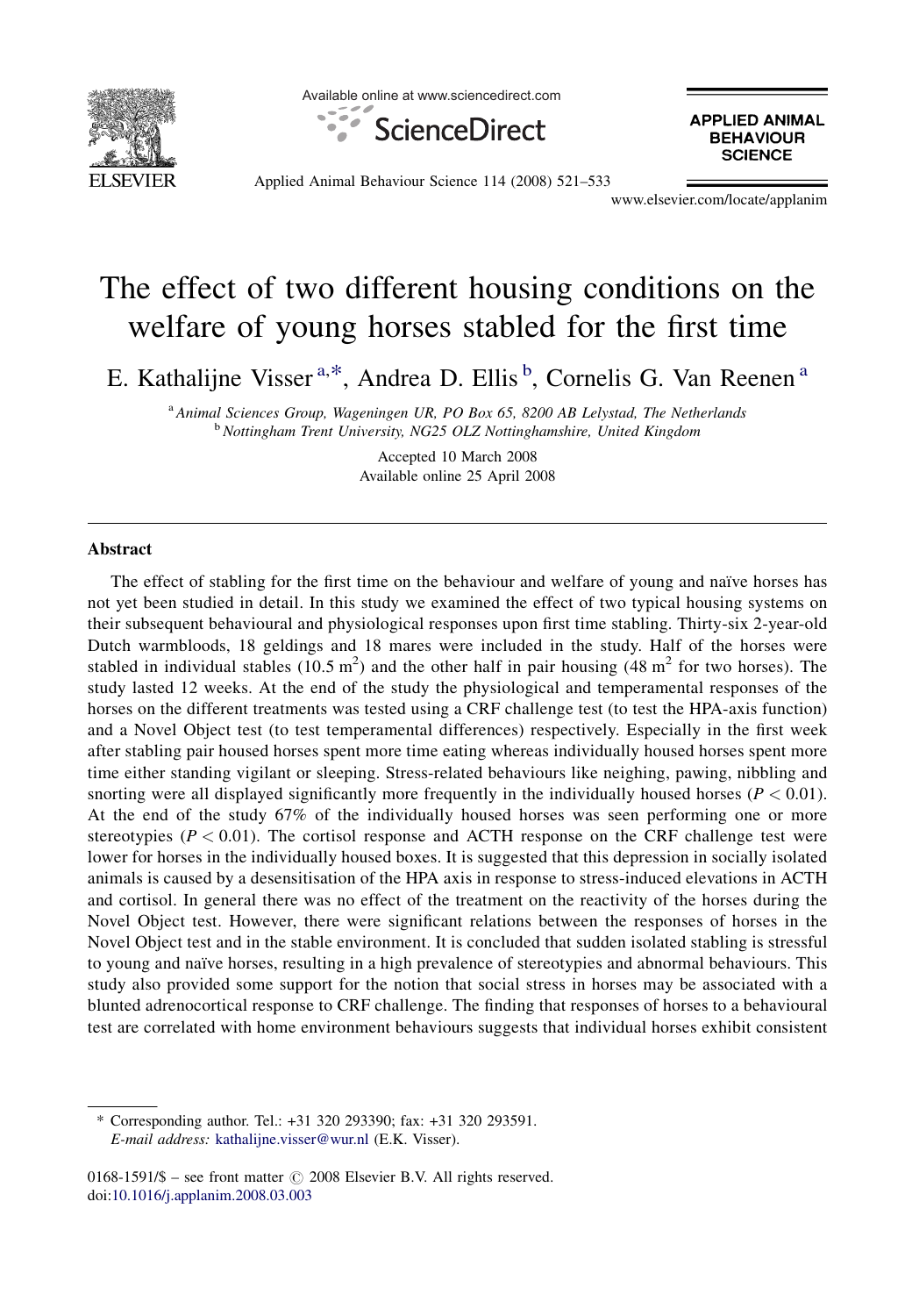Available online at www.sciencedirect.com

ScienceDirect

APPLIED ANIMAL BEHAVIOUR SCIENCE

www.elsevier.com/locate/applanim

# The effect of two different housing conditions on the welfare of young horses stabled for the first time

E. Kathalijne Visser[a,*], Andrea D. Ellis[b], Cornelis G. Van Reenen[a]

[a] Animal Sciences Group, Wageningen UR, PO Box 65, 8200 AB Lelystad, The Netherlands
[b] Nottingham Trent University, NG25 OLZ Nottinghamshire, United Kingdom

Accepted 10 March 2008
Available online 25 April 2008

## Abstract

The effect of stabling for the first time on the behaviour and welfare of young and naïve horses has not yet been studied in detail. In this study we examined the effect of two typical housing systems on their subsequent behavioural and physiological responses upon first time stabling. Thirty-six 2-year-old Dutch warmbloods, 18 geldings and 18 mares were included in the study. Half of the horses were stabled in individual stables (10.5 $m^2$) and the other half in pair housing (48 $m^2$ for two horses). The study lasted 12 weeks. At the end of the study the physiological and temperamental responses of the horses on the different treatments was tested using a CRF challenge test (to test the HPA-axis function) and a Novel Object test (to test temperamental differences) respectively. Especially in the first week after stabling pair housed horses spent more time eating whereas individually housed horses spent more time either standing vigilant or sleeping. Stress-related behaviours like neighing, pawing, nibbling and snorting were all displayed significantly more frequently in the individually housed horses ($P < 0.01$). At the end of the study 67% of the individually housed horses was seen performing one or more stereotypies ($P < 0.01$). The cortisol response and ACTH response on the CRF challenge test were lower for horses in the individually housed boxes. It is suggested that this depression in socially isolated animals is caused by a desensitisation of the HPA axis in response to stress-induced elevations in ACTH and cortisol. In general there was no effect of the treatment on the reactivity of the horses during the Novel Object test. However, there were significant relations between the responses of horses in the Novel Object test and in the stable environment. It is concluded that sudden isolated stabling is stressful to young and naïve horses, resulting in a high prevalence of stereotypies and abnormal behaviours. This study also provided some support for the notion that social stress in horses may be associated with a blunted adrenocortical response to CRF challenge. The finding that responses of horses to a behavioural test are correlated with home environment behaviours suggests that individual horses exhibit consistent

* Corresponding author. Tel.: +31 320 293390; fax: +31 320 293591.
*E-mail address:* kathalijne.visser@wur.nl (E.K. Visser).

0168-1591/$ – see front matter © 2008 Elsevier B.V. All rights reserved.
doi:10.1016/j.applanim.2008.03.003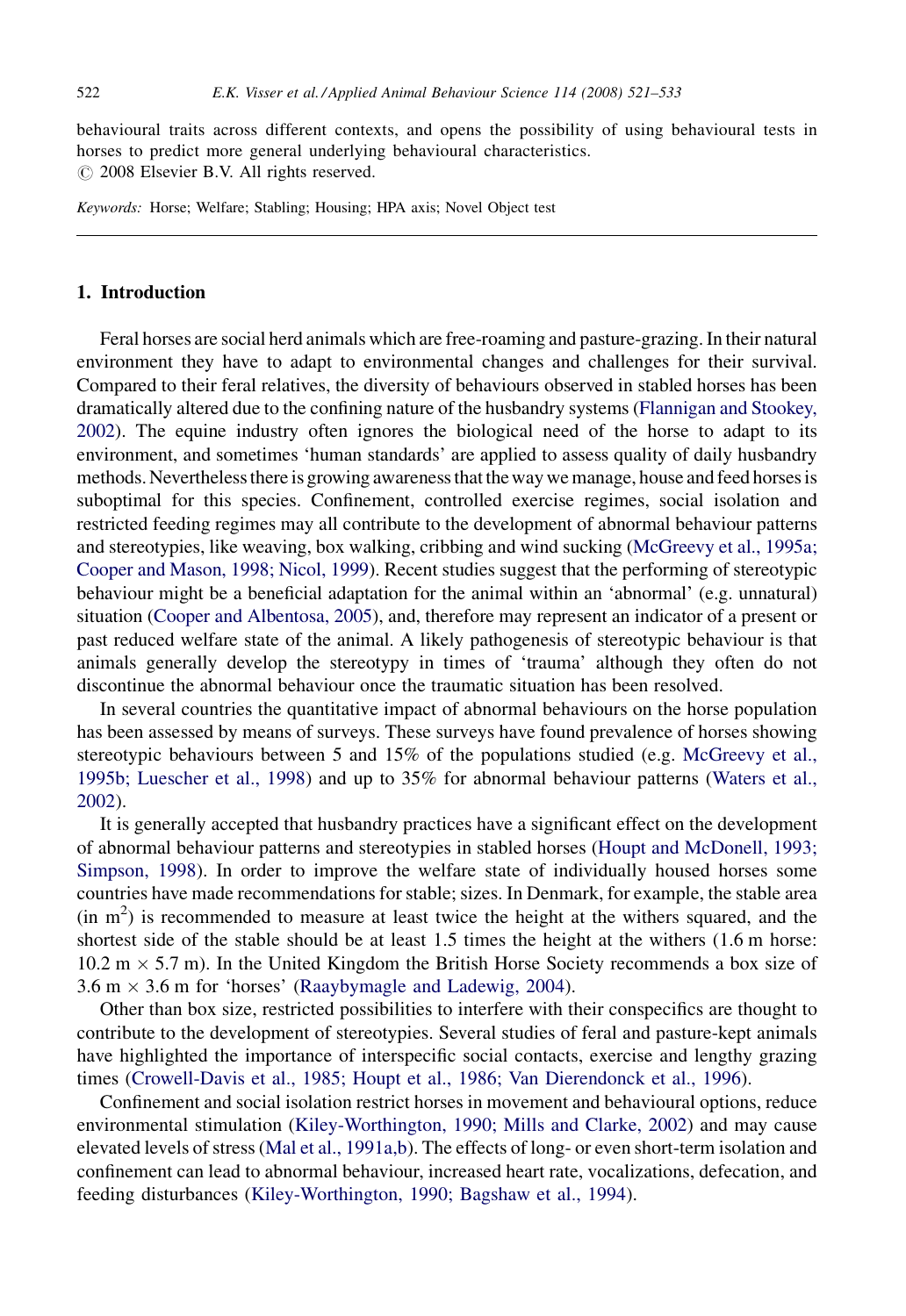behavioural traits across different contexts, and opens the possibility of using behavioural tests in horses to predict more general underlying behavioural characteristics.
© 2008 Elsevier B.V. All rights reserved.

*Keywords:* Horse; Welfare; Stabling; Housing; HPA axis; Novel Object test

## 1. Introduction

Feral horses are social herd animals which are free-roaming and pasture-grazing. In their natural environment they have to adapt to environmental changes and challenges for their survival. Compared to their feral relatives, the diversity of behaviours observed in stabled horses has been dramatically altered due to the confining nature of the husbandry systems (Flannigan and Stookey, 2002). The equine industry often ignores the biological need of the horse to adapt to its environment, and sometimes 'human standards' are applied to assess quality of daily husbandry methods. Nevertheless there is growing awareness that the way we manage, house and feed horses is suboptimal for this species. Confinement, controlled exercise regimes, social isolation and restricted feeding regimes may all contribute to the development of abnormal behaviour patterns and stereotypies, like weaving, box walking, cribbing and wind sucking (McGreevy et al., 1995a; Cooper and Mason, 1998; Nicol, 1999). Recent studies suggest that the performing of stereotypic behaviour might be a beneficial adaptation for the animal within an 'abnormal' (e.g. unnatural) situation (Cooper and Albentosa, 2005), and, therefore may represent an indicator of a present or past reduced welfare state of the animal. A likely pathogenesis of stereotypic behaviour is that animals generally develop the stereotypy in times of 'trauma' although they often do not discontinue the abnormal behaviour once the traumatic situation has been resolved.

In several countries the quantitative impact of abnormal behaviours on the horse population has been assessed by means of surveys. These surveys have found prevalence of horses showing stereotypic behaviours between 5 and 15% of the populations studied (e.g. McGreevy et al., 1995b; Luescher et al., 1998) and up to 35% for abnormal behaviour patterns (Waters et al., 2002).

It is generally accepted that husbandry practices have a significant effect on the development of abnormal behaviour patterns and stereotypies in stabled horses (Houpt and McDonell, 1993; Simpson, 1998). In order to improve the welfare state of individually housed horses some countries have made recommendations for stable; sizes. In Denmark, for example, the stable area (in $m^2$) is recommended to measure at least twice the height at the withers squared, and the shortest side of the stable should be at least 1.5 times the height at the withers (1.6 m horse: 10.2 m × 5.7 m). In the United Kingdom the British Horse Society recommends a box size of 3.6 m × 3.6 m for 'horses' (Raaybymagle and Ladewig, 2004).

Other than box size, restricted possibilities to interfere with their conspecifics are thought to contribute to the development of stereotypies. Several studies of feral and pasture-kept animals have highlighted the importance of interspecific social contacts, exercise and lengthy grazing times (Crowell-Davis et al., 1985; Houpt et al., 1986; Van Dierendonck et al., 1996).

Confinement and social isolation restrict horses in movement and behavioural options, reduce environmental stimulation (Kiley-Worthington, 1990; Mills and Clarke, 2002) and may cause elevated levels of stress (Mal et al., 1991a,b). The effects of long- or even short-term isolation and confinement can lead to abnormal behaviour, increased heart rate, vocalizations, defecation, and feeding disturbances (Kiley-Worthington, 1990; Bagshaw et al., 1994).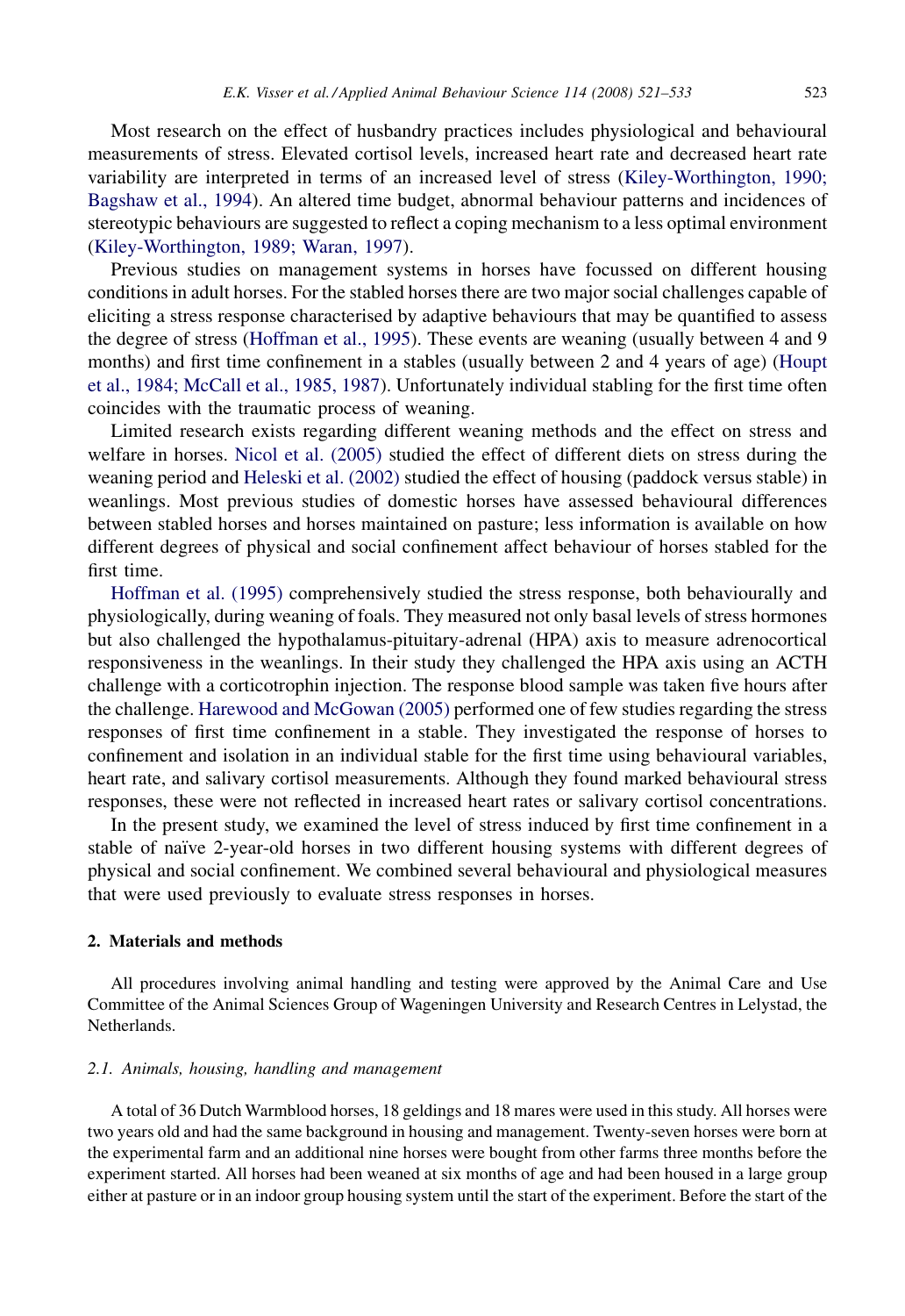Most research on the effect of husbandry practices includes physiological and behavioural measurements of stress. Elevated cortisol levels, increased heart rate and decreased heart rate variability are interpreted in terms of an increased level of stress (Kiley-Worthington, 1990; Bagshaw et al., 1994). An altered time budget, abnormal behaviour patterns and incidences of stereotypic behaviours are suggested to reflect a coping mechanism to a less optimal environment (Kiley-Worthington, 1989; Waran, 1997).

Previous studies on management systems in horses have focussed on different housing conditions in adult horses. For the stabled horses there are two major social challenges capable of eliciting a stress response characterised by adaptive behaviours that may be quantified to assess the degree of stress (Hoffman et al., 1995). These events are weaning (usually between 4 and 9 months) and first time confinement in a stables (usually between 2 and 4 years of age) (Houpt et al., 1984; McCall et al., 1985, 1987). Unfortunately individual stabling for the first time often coincides with the traumatic process of weaning.

Limited research exists regarding different weaning methods and the effect on stress and welfare in horses. Nicol et al. (2005) studied the effect of different diets on stress during the weaning period and Heleski et al. (2002) studied the effect of housing (paddock versus stable) in weanlings. Most previous studies of domestic horses have assessed behavioural differences between stabled horses and horses maintained on pasture; less information is available on how different degrees of physical and social confinement affect behaviour of horses stabled for the first time.

Hoffman et al. (1995) comprehensively studied the stress response, both behaviourally and physiologically, during weaning of foals. They measured not only basal levels of stress hormones but also challenged the hypothalamus-pituitary-adrenal (HPA) axis to measure adrenocortical responsiveness in the weanlings. In their study they challenged the HPA axis using an ACTH challenge with a corticotrophin injection. The response blood sample was taken five hours after the challenge. Harewood and McGowan (2005) performed one of few studies regarding the stress responses of first time confinement in a stable. They investigated the response of horses to confinement and isolation in an individual stable for the first time using behavioural variables, heart rate, and salivary cortisol measurements. Although they found marked behavioural stress responses, these were not reflected in increased heart rates or salivary cortisol concentrations.

In the present study, we examined the level of stress induced by first time confinement in a stable of naïve 2-year-old horses in two different housing systems with different degrees of physical and social confinement. We combined several behavioural and physiological measures that were used previously to evaluate stress responses in horses.

## 2. Materials and methods

All procedures involving animal handling and testing were approved by the Animal Care and Use Committee of the Animal Sciences Group of Wageningen University and Research Centres in Lelystad, the Netherlands.

### 2.1. Animals, housing, handling and management

A total of 36 Dutch Warmblood horses, 18 geldings and 18 mares were used in this study. All horses were two years old and had the same background in housing and management. Twenty-seven horses were born at the experimental farm and an additional nine horses were bought from other farms three months before the experiment started. All horses had been weaned at six months of age and had been housed in a large group either at pasture or in an indoor group housing system until the start of the experiment. Before the start of the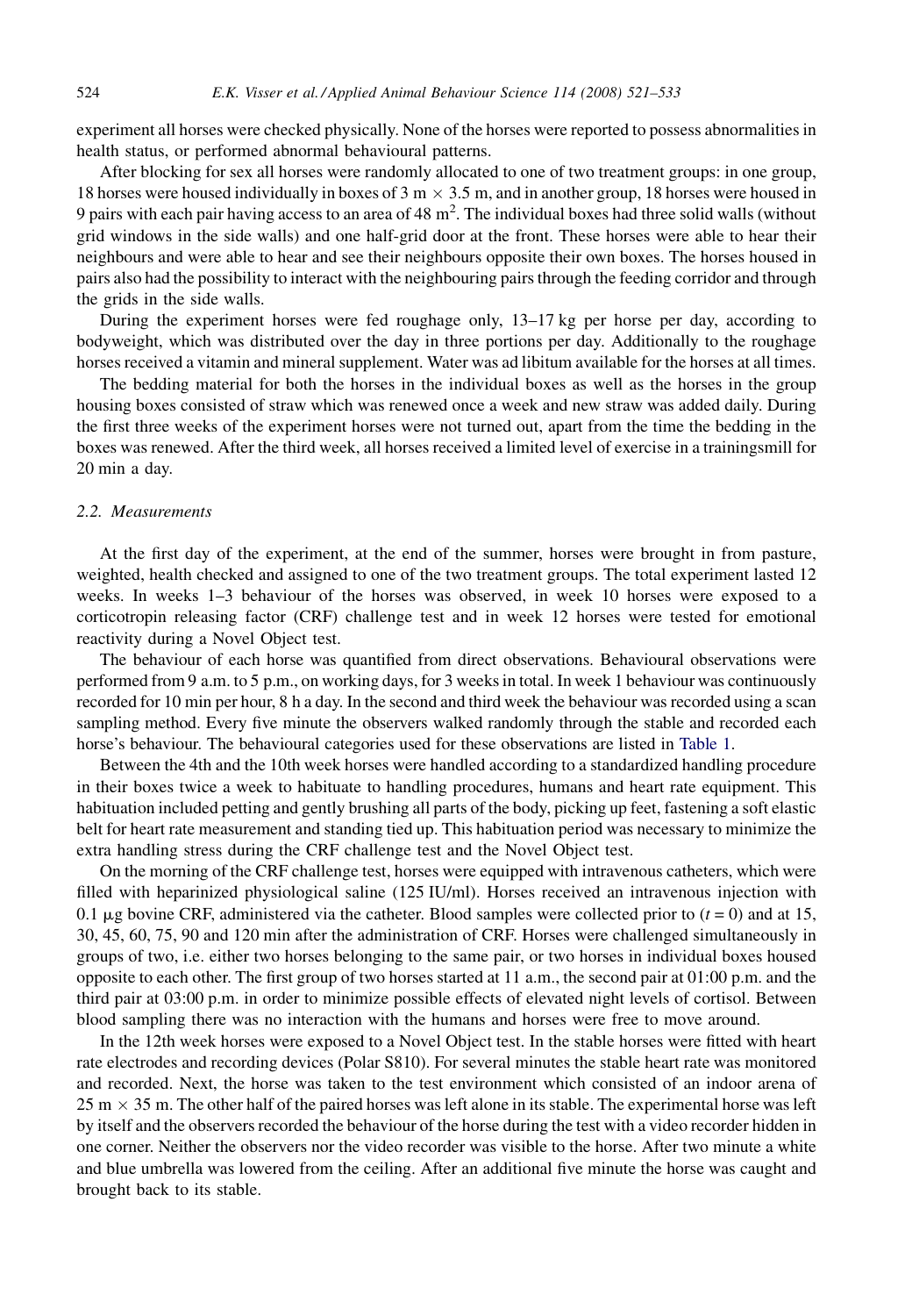experiment all horses were checked physically. None of the horses were reported to possess abnormalities in health status, or performed abnormal behavioural patterns.

After blocking for sex all horses were randomly allocated to one of two treatment groups: in one group, 18 horses were housed individually in boxes of 3 m × 3.5 m, and in another group, 18 horses were housed in 9 pairs with each pair having access to an area of 48 m$^2$. The individual boxes had three solid walls (without grid windows in the side walls) and one half-grid door at the front. These horses were able to hear their neighbours and were able to hear and see their neighbours opposite their own boxes. The horses housed in pairs also had the possibility to interact with the neighbouring pairs through the feeding corridor and through the grids in the side walls.

During the experiment horses were fed roughage only, 13–17 kg per horse per day, according to bodyweight, which was distributed over the day in three portions per day. Additionally to the roughage horses received a vitamin and mineral supplement. Water was ad libitum available for the horses at all times.

The bedding material for both the horses in the individual boxes as well as the horses in the group housing boxes consisted of straw which was renewed once a week and new straw was added daily. During the first three weeks of the experiment horses were not turned out, apart from the time the bedding in the boxes was renewed. After the third week, all horses received a limited level of exercise in a trainingsmill for 20 min a day.

### 2.2. Measurements

At the first day of the experiment, at the end of the summer, horses were brought in from pasture, weighted, health checked and assigned to one of the two treatment groups. The total experiment lasted 12 weeks. In weeks 1–3 behaviour of the horses was observed, in week 10 horses were exposed to a corticotropin releasing factor (CRF) challenge test and in week 12 horses were tested for emotional reactivity during a Novel Object test.

The behaviour of each horse was quantified from direct observations. Behavioural observations were performed from 9 a.m. to 5 p.m., on working days, for 3 weeks in total. In week 1 behaviour was continuously recorded for 10 min per hour, 8 h a day. In the second and third week the behaviour was recorded using a scan sampling method. Every five minute the observers walked randomly through the stable and recorded each horse's behaviour. The behavioural categories used for these observations are listed in Table 1.

Between the 4th and the 10th week horses were handled according to a standardized handling procedure in their boxes twice a week to habituate to handling procedures, humans and heart rate equipment. This habituation included petting and gently brushing all parts of the body, picking up feet, fastening a soft elastic belt for heart rate measurement and standing tied up. This habituation period was necessary to minimize the extra handling stress during the CRF challenge test and the Novel Object test.

On the morning of the CRF challenge test, horses were equipped with intravenous catheters, which were filled with heparinized physiological saline (125 IU/ml). Horses received an intravenous injection with 0.1 μg bovine CRF, administered via the catheter. Blood samples were collected prior to ($t = 0$) and at 15, 30, 45, 60, 75, 90 and 120 min after the administration of CRF. Horses were challenged simultaneously in groups of two, i.e. either two horses belonging to the same pair, or two horses in individual boxes housed opposite to each other. The first group of two horses started at 11 a.m., the second pair at 01:00 p.m. and the third pair at 03:00 p.m. in order to minimize possible effects of elevated night levels of cortisol. Between blood sampling there was no interaction with the humans and horses were free to move around.

In the 12th week horses were exposed to a Novel Object test. In the stable horses were fitted with heart rate electrodes and recording devices (Polar S810). For several minutes the stable heart rate was monitored and recorded. Next, the horse was taken to the test environment which consisted of an indoor arena of 25 m × 35 m. The other half of the paired horses was left alone in its stable. The experimental horse was left by itself and the observers recorded the behaviour of the horse during the test with a video recorder hidden in one corner. Neither the observers nor the video recorder was visible to the horse. After two minute a white and blue umbrella was lowered from the ceiling. After an additional five minute the horse was caught and brought back to its stable.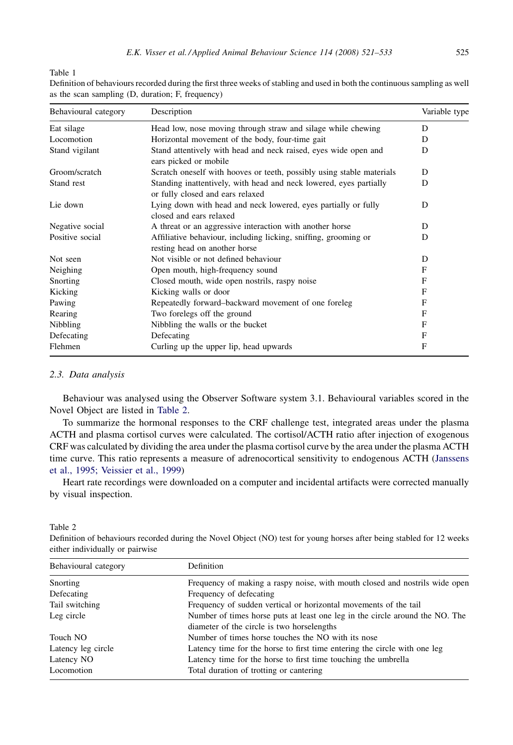Table 1
Definition of behaviours recorded during the first three weeks of stabling and used in both the continuous sampling as well as the scan sampling (D, duration; F, frequency)

| Behavioural category | Description | Variable type |
| --- | --- | --- |
| Eat silage | Head low, nose moving through straw and silage while chewing | D |
| Locomotion | Horizontal movement of the body, four-time gait | D |
| Stand vigilant | Stand attentively with head and neck raised, eyes wide open and ears picked or mobile | D |
| Groom/scratch | Scratch oneself with hooves or teeth, possibly using stable materials | D |
| Stand rest | Standing inattentively, with head and neck lowered, eyes partially or fully closed and ears relaxed | D |
| Lie down | Lying down with head and neck lowered, eyes partially or fully closed and ears relaxed | D |
| Negative social | A threat or an aggressive interaction with another horse | D |
| Positive social | Affiliative behaviour, including licking, sniffing, grooming or resting head on another horse | D |
| Not seen | Not visible or not defined behaviour | D |
| Neighing | Open mouth, high-frequency sound | F |
| Snorting | Closed mouth, wide open nostrils, raspy noise | F |
| Kicking | Kicking walls or door | F |
| Pawing | Repeatedly forward–backward movement of one foreleg | F |
| Rearing | Two forelegs off the ground | F |
| Nibbling | Nibbling the walls or the bucket | F |
| Defecating | Defecating | F |
| Flehmen | Curling up the upper lip, head upwards | F |

### 2.3. Data analysis

Behaviour was analysed using the Observer Software system 3.1. Behavioural variables scored in the Novel Object are listed in Table 2.

To summarize the hormonal responses to the CRF challenge test, integrated areas under the plasma ACTH and plasma cortisol curves were calculated. The cortisol/ACTH ratio after injection of exogenous CRF was calculated by dividing the area under the plasma cortisol curve by the area under the plasma ACTH time curve. This ratio represents a measure of adrenocortical sensitivity to endogenous ACTH (Janssens et al., 1995; Veissier et al., 1999)

Heart rate recordings were downloaded on a computer and incidental artifacts were corrected manually by visual inspection.

Table 2
Definition of behaviours recorded during the Novel Object (NO) test for young horses after being stabled for 12 weeks either individually or pairwise

| Behavioural category | Definition |
| --- | --- |
| Snorting | Frequency of making a raspy noise, with mouth closed and nostrils wide open |
| Defecating | Frequency of defecating |
| Tail switching | Frequency of sudden vertical or horizontal movements of the tail |
| Leg circle | Number of times horse puts at least one leg in the circle around the NO. The diameter of the circle is two horselengths |
| Touch NO | Number of times horse touches the NO with its nose |
| Latency leg circle | Latency time for the horse to first time entering the circle with one leg |
| Latency NO | Latency time for the horse to first time touching the umbrella |
| Locomotion | Total duration of trotting or cantering |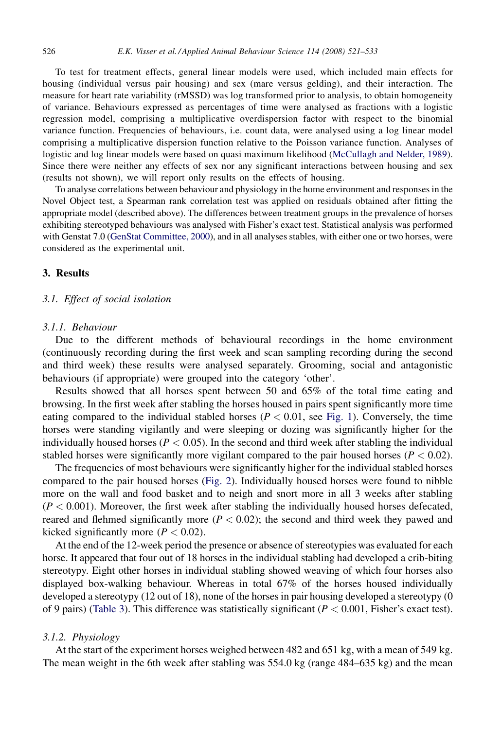To test for treatment effects, general linear models were used, which included main effects for housing (individual versus pair housing) and sex (mare versus gelding), and their interaction. The measure for heart rate variability (rMSSD) was log transformed prior to analysis, to obtain homogeneity of variance. Behaviours expressed as percentages of time were analysed as fractions with a logistic regression model, comprising a multiplicative overdispersion factor with respect to the binomial variance function. Frequencies of behaviours, i.e. count data, were analysed using a log linear model comprising a multiplicative dispersion function relative to the Poisson variance function. Analyses of logistic and log linear models were based on quasi maximum likelihood (McCullagh and Nelder, 1989). Since there were neither any effects of sex nor any significant interactions between housing and sex (results not shown), we will report only results on the effects of housing.

To analyse correlations between behaviour and physiology in the home environment and responses in the Novel Object test, a Spearman rank correlation test was applied on residuals obtained after fitting the appropriate model (described above). The differences between treatment groups in the prevalence of horses exhibiting stereotyped behaviours was analysed with Fisher's exact test. Statistical analysis was performed with Genstat 7.0 (GenStat Committee, 2000), and in all analyses stables, with either one or two horses, were considered as the experimental unit.

## 3. Results

### 3.1. Effect of social isolation

#### 3.1.1. Behaviour

Due to the different methods of behavioural recordings in the home environment (continuously recording during the first week and scan sampling recording during the second and third week) these results were analysed separately. Grooming, social and antagonistic behaviours (if appropriate) were grouped into the category 'other'.

Results showed that all horses spent between 50 and 65% of the total time eating and browsing. In the first week after stabling the horses housed in pairs spent significantly more time eating compared to the individual stabled horses ($P < 0.01$, see Fig. 1). Conversely, the time horses were standing vigilantly and were sleeping or dozing was significantly higher for the individually housed horses ($P < 0.05$). In the second and third week after stabling the individual stabled horses were significantly more vigilant compared to the pair housed horses ($P < 0.02$).

The frequencies of most behaviours were significantly higher for the individual stabled horses compared to the pair housed horses (Fig. 2). Individually housed horses were found to nibble more on the wall and food basket and to neigh and snort more in all 3 weeks after stabling ($P < 0.001$). Moreover, the first week after stabling the individually housed horses defecated, reared and flehmed significantly more ($P < 0.02$); the second and third week they pawed and kicked significantly more ($P < 0.02$).

At the end of the 12-week period the presence or absence of stereotypies was evaluated for each horse. It appeared that four out of 18 horses in the individual stabling had developed a crib-biting stereotypy. Eight other horses in individual stabling showed weaving of which four horses also displayed box-walking behaviour. Whereas in total 67% of the horses housed individually developed a stereotypy (12 out of 18), none of the horses in pair housing developed a stereotypy (0 of 9 pairs) (Table 3). This difference was statistically significant ($P < 0.001$, Fisher's exact test).

#### 3.1.2. Physiology

At the start of the experiment horses weighed between 482 and 651 kg, with a mean of 549 kg. The mean weight in the 6th week after stabling was 554.0 kg (range 484–635 kg) and the mean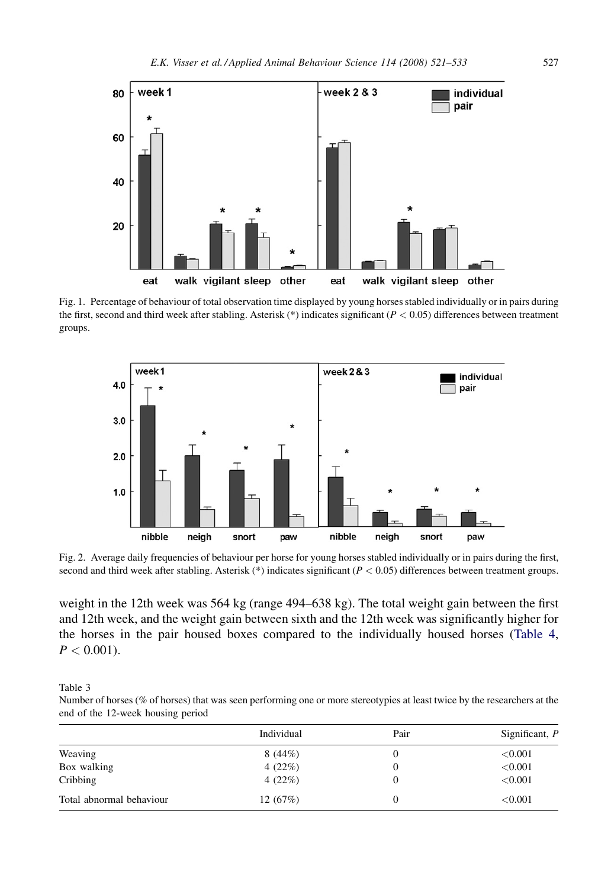Fig. 1. Percentage of behaviour of total observation time displayed by young horses stabled individually or in pairs during the first, second and third week after stabling. Asterisk (*) indicates significant ($P < 0.05$) differences between treatment groups.

Fig. 2. Average daily frequencies of behaviour per horse for young horses stabled individually or in pairs during the first, second and third week after stabling. Asterisk (*) indicates significant ($P < 0.05$) differences between treatment groups.

weight in the 12th week was 564 kg (range 494–638 kg). The total weight gain between the first and 12th week, and the weight gain between sixth and the 12th week was significantly higher for the horses in the pair housed boxes compared to the individually housed horses (Table 4, $P < 0.001$).

Table 3
Number of horses (% of horses) that was seen performing one or more stereotypies at least twice by the researchers at the end of the 12-week housing period

| | Individual | Pair | Significant, $P$ |
|---|---|---|---|
| Weaving | 8 (44%) | 0 | <0.001 |
| Box walking | 4 (22%) | 0 | <0.001 |
| Cribbing | 4 (22%) | 0 | <0.001 |
| Total abnormal behaviour | 12 (67%) | 0 | <0.001 |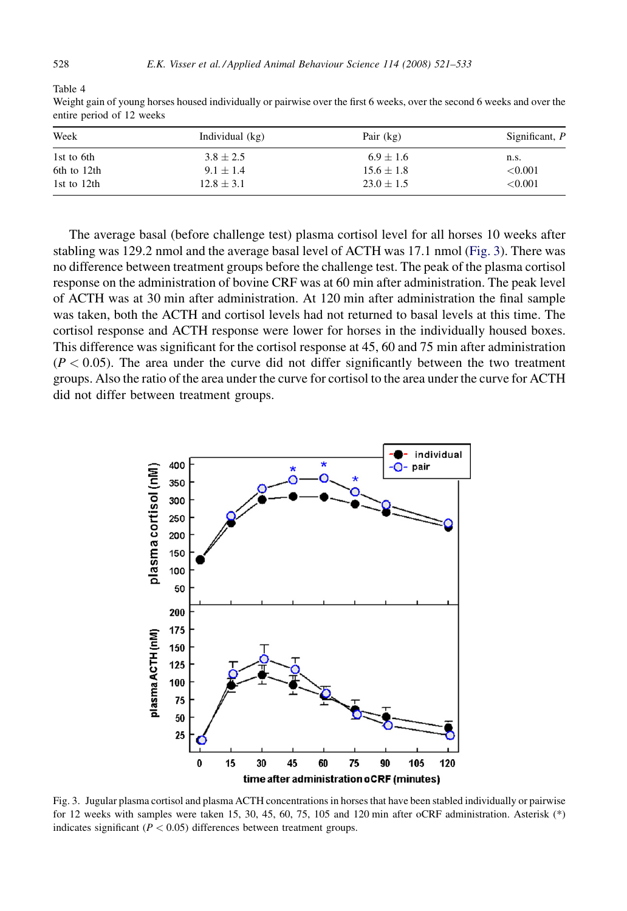Table 4
Weight gain of young horses housed individually or pairwise over the first 6 weeks, over the second 6 weeks and over the entire period of 12 weeks

| Week | Individual (kg) | Pair (kg) | Significant, *P* |
| --- | --- | --- | --- |
| 1st to 6th | $3.8 \pm 2.5$ | $6.9 \pm 1.6$ | n.s. |
| 6th to 12th | $9.1 \pm 1.4$ | $15.6 \pm 1.8$ | <0.001 |
| 1st to 12th | $12.8 \pm 3.1$ | $23.0 \pm 1.5$ | <0.001 |

The average basal (before challenge test) plasma cortisol level for all horses 10 weeks after stabling was 129.2 nmol and the average basal level of ACTH was 17.1 nmol (Fig. 3). There was no difference between treatment groups before the challenge test. The peak of the plasma cortisol response on the administration of bovine CRF was at 60 min after administration. The peak level of ACTH was at 30 min after administration. At 120 min after administration the final sample was taken, both the ACTH and cortisol levels had not returned to basal levels at this time. The cortisol response and ACTH response were lower for horses in the individually housed boxes. This difference was significant for the cortisol response at 45, 60 and 75 min after administration ($P < 0.05$). The area under the curve did not differ significantly between the two treatment groups. Also the ratio of the area under the curve for cortisol to the area under the curve for ACTH did not differ between treatment groups.

Fig. 3. Jugular plasma cortisol and plasma ACTH concentrations in horses that have been stabled individually or pairwise for 12 weeks with samples were taken 15, 30, 45, 60, 75, 105 and 120 min after oCRF administration. Asterisk (*) indicates significant ($P < 0.05$) differences between treatment groups.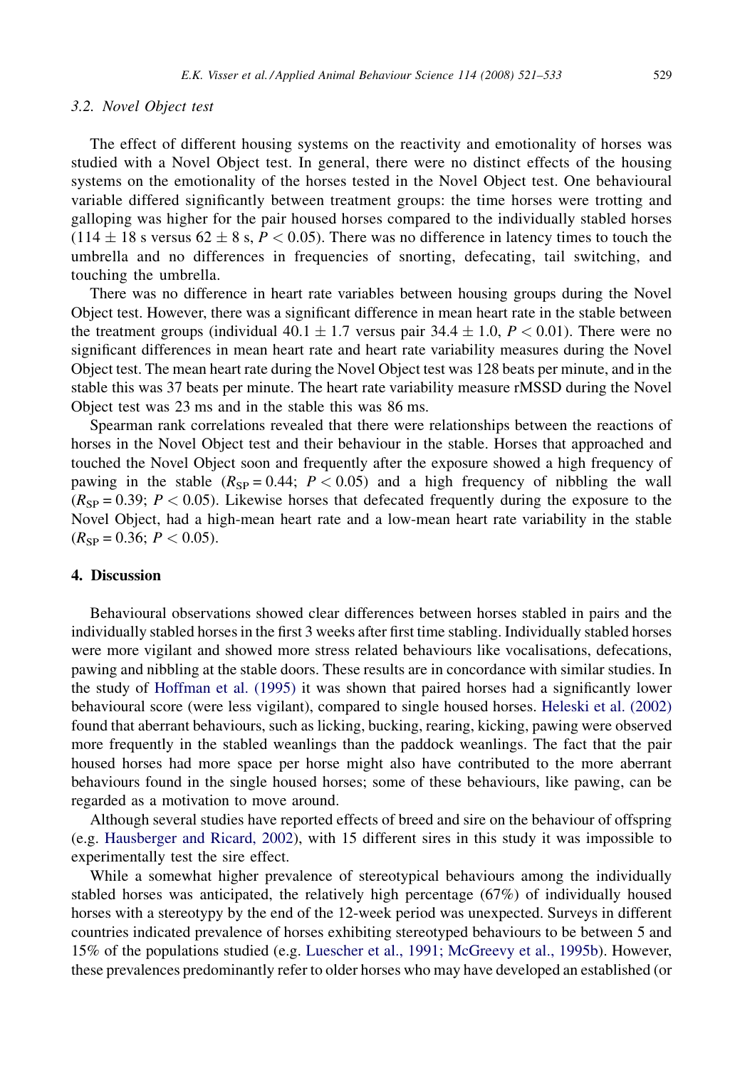### 3.2. Novel Object test

The effect of different housing systems on the reactivity and emotionality of horses was studied with a Novel Object test. In general, there were no distinct effects of the housing systems on the emotionality of the horses tested in the Novel Object test. One behavioural variable differed significantly between treatment groups: the time horses were trotting and galloping was higher for the pair housed horses compared to the individually stabled horses ($114 \pm 18$ s versus $62 \pm 8$ s, $P < 0.05$). There was no difference in latency times to touch the umbrella and no differences in frequencies of snorting, defecating, tail switching, and touching the umbrella.

There was no difference in heart rate variables between housing groups during the Novel Object test. However, there was a significant difference in mean heart rate in the stable between the treatment groups (individual $40.1 \pm 1.7$ versus pair $34.4 \pm 1.0$, $P < 0.01$). There were no significant differences in mean heart rate and heart rate variability measures during the Novel Object test. The mean heart rate during the Novel Object test was 128 beats per minute, and in the stable this was 37 beats per minute. The heart rate variability measure rMSSD during the Novel Object test was 23 ms and in the stable this was 86 ms.

Spearman rank correlations revealed that there were relationships between the reactions of horses in the Novel Object test and their behaviour in the stable. Horses that approached and touched the Novel Object soon and frequently after the exposure showed a high frequency of pawing in the stable ($R_{SP} = 0.44$; $P < 0.05$) and a high frequency of nibbling the wall ($R_{SP} = 0.39$; $P < 0.05$). Likewise horses that defecated frequently during the exposure to the Novel Object, had a high-mean heart rate and a low-mean heart rate variability in the stable ($R_{SP} = 0.36$; $P < 0.05$).

## 4. Discussion

Behavioural observations showed clear differences between horses stabled in pairs and the individually stabled horses in the first 3 weeks after first time stabling. Individually stabled horses were more vigilant and showed more stress related behaviours like vocalisations, defecations, pawing and nibbling at the stable doors. These results are in concordance with similar studies. In the study of Hoffman et al. (1995) it was shown that paired horses had a significantly lower behavioural score (were less vigilant), compared to single housed horses. Heleski et al. (2002) found that aberrant behaviours, such as licking, bucking, rearing, kicking, pawing were observed more frequently in the stabled weanlings than the paddock weanlings. The fact that the pair housed horses had more space per horse might also have contributed to the more aberrant behaviours found in the single housed horses; some of these behaviours, like pawing, can be regarded as a motivation to move around.

Although several studies have reported effects of breed and sire on the behaviour of offspring (e.g. Hausberger and Ricard, 2002), with 15 different sires in this study it was impossible to experimentally test the sire effect.

While a somewhat higher prevalence of stereotypical behaviours among the individually stabled horses was anticipated, the relatively high percentage (67%) of individually housed horses with a stereotypy by the end of the 12-week period was unexpected. Surveys in different countries indicated prevalence of horses exhibiting stereotyped behaviours to be between 5 and 15% of the populations studied (e.g. Luescher et al., 1991; McGreevy et al., 1995b). However, these prevalences predominantly refer to older horses who may have developed an established (or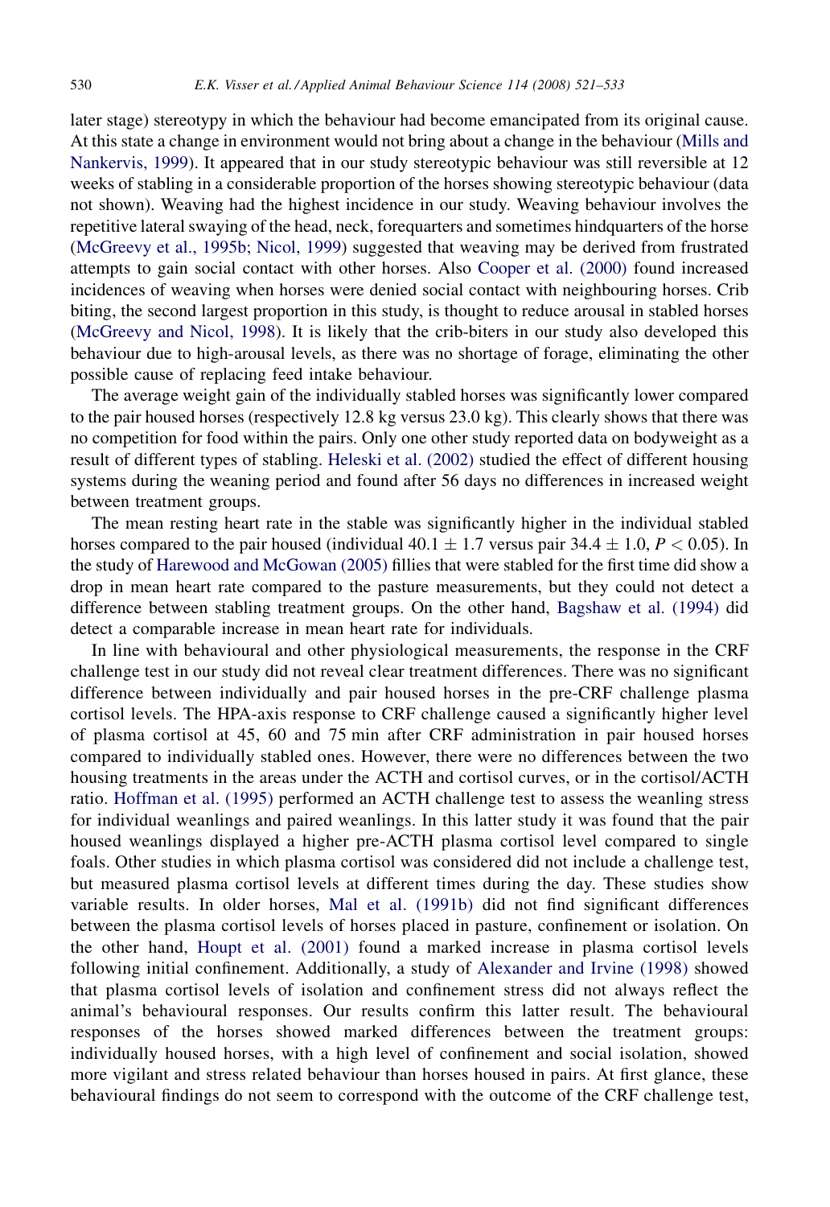later stage) stereotypy in which the behaviour had become emancipated from its original cause. At this state a change in environment would not bring about a change in the behaviour (Mills and Nankervis, 1999). It appeared that in our study stereotypic behaviour was still reversible at 12 weeks of stabling in a considerable proportion of the horses showing stereotypic behaviour (data not shown). Weaving had the highest incidence in our study. Weaving behaviour involves the repetitive lateral swaying of the head, neck, forequarters and sometimes hindquarters of the horse (McGreevy et al., 1995b; Nicol, 1999) suggested that weaving may be derived from frustrated attempts to gain social contact with other horses. Also Cooper et al. (2000) found increased incidences of weaving when horses were denied social contact with neighbouring horses. Crib biting, the second largest proportion in this study, is thought to reduce arousal in stabled horses (McGreevy and Nicol, 1998). It is likely that the crib-biters in our study also developed this behaviour due to high-arousal levels, as there was no shortage of forage, eliminating the other possible cause of replacing feed intake behaviour.

The average weight gain of the individually stabled horses was significantly lower compared to the pair housed horses (respectively 12.8 kg versus 23.0 kg). This clearly shows that there was no competition for food within the pairs. Only one other study reported data on bodyweight as a result of different types of stabling. Heleski et al. (2002) studied the effect of different housing systems during the weaning period and found after 56 days no differences in increased weight between treatment groups.

The mean resting heart rate in the stable was significantly higher in the individual stabled horses compared to the pair housed (individual $40.1 \pm 1.7$ versus pair $34.4 \pm 1.0$, $P < 0.05$). In the study of Harewood and McGowan (2005) fillies that were stabled for the first time did show a drop in mean heart rate compared to the pasture measurements, but they could not detect a difference between stabling treatment groups. On the other hand, Bagshaw et al. (1994) did detect a comparable increase in mean heart rate for individuals.

In line with behavioural and other physiological measurements, the response in the CRF challenge test in our study did not reveal clear treatment differences. There was no significant difference between individually and pair housed horses in the pre-CRF challenge plasma cortisol levels. The HPA-axis response to CRF challenge caused a significantly higher level of plasma cortisol at 45, 60 and 75 min after CRF administration in pair housed horses compared to individually stabled ones. However, there were no differences between the two housing treatments in the areas under the ACTH and cortisol curves, or in the cortisol/ACTH ratio. Hoffman et al. (1995) performed an ACTH challenge test to assess the weanling stress for individual weanlings and paired weanlings. In this latter study it was found that the pair housed weanlings displayed a higher pre-ACTH plasma cortisol level compared to single foals. Other studies in which plasma cortisol was considered did not include a challenge test, but measured plasma cortisol levels at different times during the day. These studies show variable results. In older horses, Mal et al. (1991b) did not find significant differences between the plasma cortisol levels of horses placed in pasture, confinement or isolation. On the other hand, Houpt et al. (2001) found a marked increase in plasma cortisol levels following initial confinement. Additionally, a study of Alexander and Irvine (1998) showed that plasma cortisol levels of isolation and confinement stress did not always reflect the animal's behavioural responses. Our results confirm this latter result. The behavioural responses of the horses showed marked differences between the treatment groups: individually housed horses, with a high level of confinement and social isolation, showed more vigilant and stress related behaviour than horses housed in pairs. At first glance, these behavioural findings do not seem to correspond with the outcome of the CRF challenge test,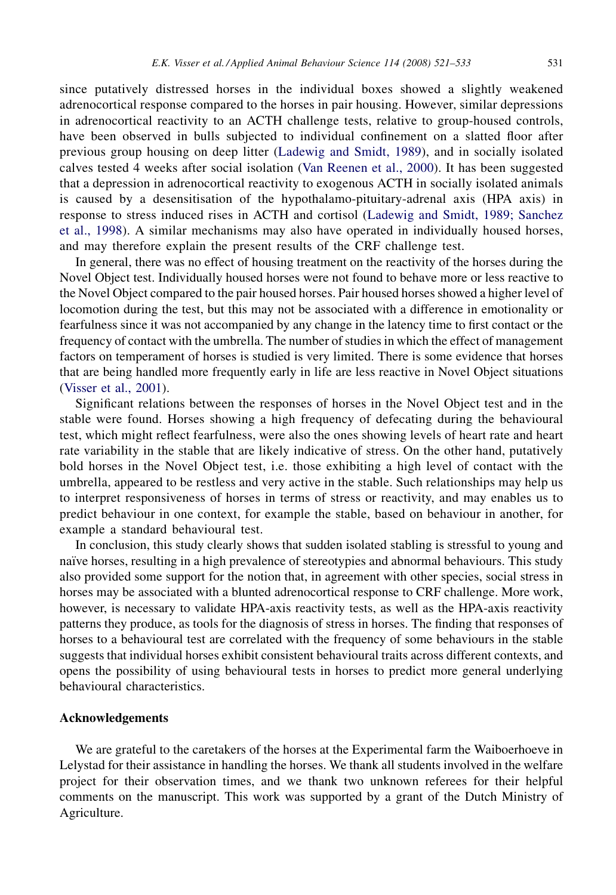since putatively distressed horses in the individual boxes showed a slightly weakened adrenocortical response compared to the horses in pair housing. However, similar depressions in adrenocortical reactivity to an ACTH challenge tests, relative to group-housed controls, have been observed in bulls subjected to individual confinement on a slatted floor after previous group housing on deep litter (Ladewig and Smidt, 1989), and in socially isolated calves tested 4 weeks after social isolation (Van Reenen et al., 2000). It has been suggested that a depression in adrenocortical reactivity to exogenous ACTH in socially isolated animals is caused by a desensitisation of the hypothalamo-pituitary-adrenal axis (HPA axis) in response to stress induced rises in ACTH and cortisol (Ladewig and Smidt, 1989; Sanchez et al., 1998). A similar mechanisms may also have operated in individually housed horses, and may therefore explain the present results of the CRF challenge test.

In general, there was no effect of housing treatment on the reactivity of the horses during the Novel Object test. Individually housed horses were not found to behave more or less reactive to the Novel Object compared to the pair housed horses. Pair housed horses showed a higher level of locomotion during the test, but this may not be associated with a difference in emotionality or fearfulness since it was not accompanied by any change in the latency time to first contact or the frequency of contact with the umbrella. The number of studies in which the effect of management factors on temperament of horses is studied is very limited. There is some evidence that horses that are being handled more frequently early in life are less reactive in Novel Object situations (Visser et al., 2001).

Significant relations between the responses of horses in the Novel Object test and in the stable were found. Horses showing a high frequency of defecating during the behavioural test, which might reflect fearfulness, were also the ones showing levels of heart rate and heart rate variability in the stable that are likely indicative of stress. On the other hand, putatively bold horses in the Novel Object test, i.e. those exhibiting a high level of contact with the umbrella, appeared to be restless and very active in the stable. Such relationships may help us to interpret responsiveness of horses in terms of stress or reactivity, and may enables us to predict behaviour in one context, for example the stable, based on behaviour in another, for example a standard behavioural test.

In conclusion, this study clearly shows that sudden isolated stabling is stressful to young and naïve horses, resulting in a high prevalence of stereotypies and abnormal behaviours. This study also provided some support for the notion that, in agreement with other species, social stress in horses may be associated with a blunted adrenocortical response to CRF challenge. More work, however, is necessary to validate HPA-axis reactivity tests, as well as the HPA-axis reactivity patterns they produce, as tools for the diagnosis of stress in horses. The finding that responses of horses to a behavioural test are correlated with the frequency of some behaviours in the stable suggests that individual horses exhibit consistent behavioural traits across different contexts, and opens the possibility of using behavioural tests in horses to predict more general underlying behavioural characteristics.

## Acknowledgements

We are grateful to the caretakers of the horses at the Experimental farm the Waiboerhoeve in Lelystad for their assistance in handling the horses. We thank all students involved in the welfare project for their observation times, and we thank two unknown referees for their helpful comments on the manuscript. This work was supported by a grant of the Dutch Ministry of Agriculture.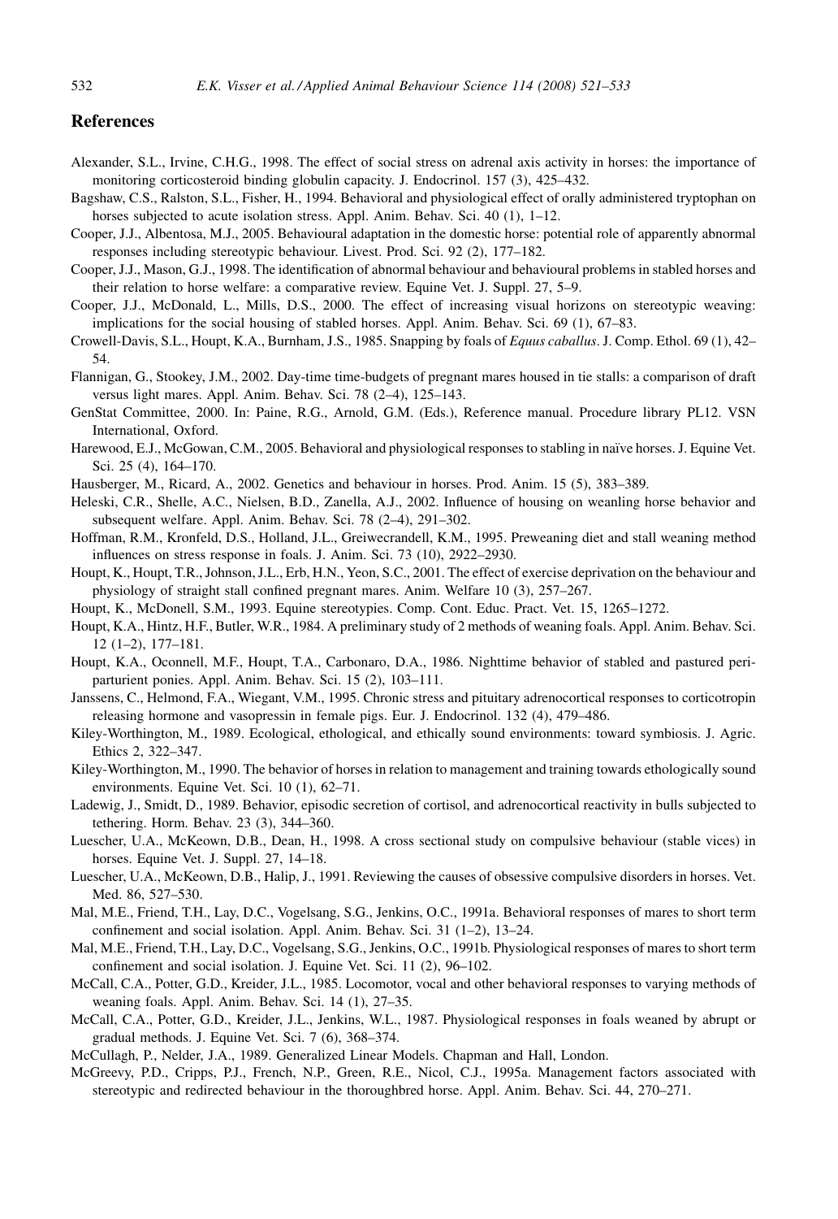## References

Alexander, S.L., Irvine, C.H.G., 1998. The effect of social stress on adrenal axis activity in horses: the importance of monitoring corticosteroid binding globulin capacity. J. Endocrinol. 157 (3), 425–432.

Bagshaw, C.S., Ralston, S.L., Fisher, H., 1994. Behavioral and physiological effect of orally administered tryptophan on horses subjected to acute isolation stress. Appl. Anim. Behav. Sci. 40 (1), 1–12.

Cooper, J.J., Albentosa, M.J., 2005. Behavioural adaptation in the domestic horse: potential role of apparently abnormal responses including stereotypic behaviour. Livest. Prod. Sci. 92 (2), 177–182.

Cooper, J.J., Mason, G.J., 1998. The identification of abnormal behaviour and behavioural problems in stabled horses and their relation to horse welfare: a comparative review. Equine Vet. J. Suppl. 27, 5–9.

Cooper, J.J., McDonald, L., Mills, D.S., 2000. The effect of increasing visual horizons on stereotypic weaving: implications for the social housing of stabled horses. Appl. Anim. Behav. Sci. 69 (1), 67–83.

Crowell-Davis, S.L., Houpt, K.A., Burnham, J.S., 1985. Snapping by foals of *Equus caballus*. J. Comp. Ethol. 69 (1), 42–54.

Flannigan, G., Stookey, J.M., 2002. Day-time time-budgets of pregnant mares housed in tie stalls: a comparison of draft versus light mares. Appl. Anim. Behav. Sci. 78 (2–4), 125–143.

GenStat Committee, 2000. In: Paine, R.G., Arnold, G.M. (Eds.), Reference manual. Procedure library PL12. VSN International, Oxford.

Harewood, E.J., McGowan, C.M., 2005. Behavioral and physiological responses to stabling in naïve horses. J. Equine Vet. Sci. 25 (4), 164–170.

Hausberger, M., Ricard, A., 2002. Genetics and behaviour in horses. Prod. Anim. 15 (5), 383–389.

Heleski, C.R., Shelle, A.C., Nielsen, B.D., Zanella, A.J., 2002. Influence of housing on weanling horse behavior and subsequent welfare. Appl. Anim. Behav. Sci. 78 (2–4), 291–302.

Hoffman, R.M., Kronfeld, D.S., Holland, J.L., Greiwecrandell, K.M., 1995. Preweaning diet and stall weaning method influences on stress response in foals. J. Anim. Sci. 73 (10), 2922–2930.

Houpt, K., Houpt, T.R., Johnson, J.L., Erb, H.N., Yeon, S.C., 2001. The effect of exercise deprivation on the behaviour and physiology of straight stall confined pregnant mares. Anim. Welfare 10 (3), 257–267.

Houpt, K., McDonell, S.M., 1993. Equine stereotypies. Comp. Cont. Educ. Pract. Vet. 15, 1265–1272.

Houpt, K.A., Hintz, H.F., Butler, W.R., 1984. A preliminary study of 2 methods of weaning foals. Appl. Anim. Behav. Sci. 12 (1–2), 177–181.

Houpt, K.A., Oconnell, M.F., Houpt, T.A., Carbonaro, D.A., 1986. Nighttime behavior of stabled and pastured peri-parturient ponies. Appl. Anim. Behav. Sci. 15 (2), 103–111.

Janssens, C., Helmond, F.A., Wiegant, V.M., 1995. Chronic stress and pituitary adrenocortical responses to corticotropin releasing hormone and vasopressin in female pigs. Eur. J. Endocrinol. 132 (4), 479–486.

Kiley-Worthington, M., 1989. Ecological, ethological, and ethically sound environments: toward symbiosis. J. Agric. Ethics 2, 322–347.

Kiley-Worthington, M., 1990. The behavior of horses in relation to management and training towards ethologically sound environments. Equine Vet. Sci. 10 (1), 62–71.

Ladewig, J., Smidt, D., 1989. Behavior, episodic secretion of cortisol, and adrenocortical reactivity in bulls subjected to tethering. Horm. Behav. 23 (3), 344–360.

Luescher, U.A., McKeown, D.B., Dean, H., 1998. A cross sectional study on compulsive behaviour (stable vices) in horses. Equine Vet. J. Suppl. 27, 14–18.

Luescher, U.A., McKeown, D.B., Halip, J., 1991. Reviewing the causes of obsessive compulsive disorders in horses. Vet. Med. 86, 527–530.

Mal, M.E., Friend, T.H., Lay, D.C., Vogelsang, S.G., Jenkins, O.C., 1991a. Behavioral responses of mares to short term confinement and social isolation. Appl. Anim. Behav. Sci. 31 (1–2), 13–24.

Mal, M.E., Friend, T.H., Lay, D.C., Vogelsang, S.G., Jenkins, O.C., 1991b. Physiological responses of mares to short term confinement and social isolation. J. Equine Vet. Sci. 11 (2), 96–102.

McCall, C.A., Potter, G.D., Kreider, J.L., 1985. Locomotor, vocal and other behavioral responses to varying methods of weaning foals. Appl. Anim. Behav. Sci. 14 (1), 27–35.

McCall, C.A., Potter, G.D., Kreider, J.L., Jenkins, W.L., 1987. Physiological responses in foals weaned by abrupt or gradual methods. J. Equine Vet. Sci. 7 (6), 368–374.

McCullagh, P., Nelder, J.A., 1989. Generalized Linear Models. Chapman and Hall, London.

McGreevy, P.D., Cripps, P.J., French, N.P., Green, R.E., Nicol, C.J., 1995a. Management factors associated with stereotypic and redirected behaviour in the thoroughbred horse. Appl. Anim. Behav. Sci. 44, 270–271.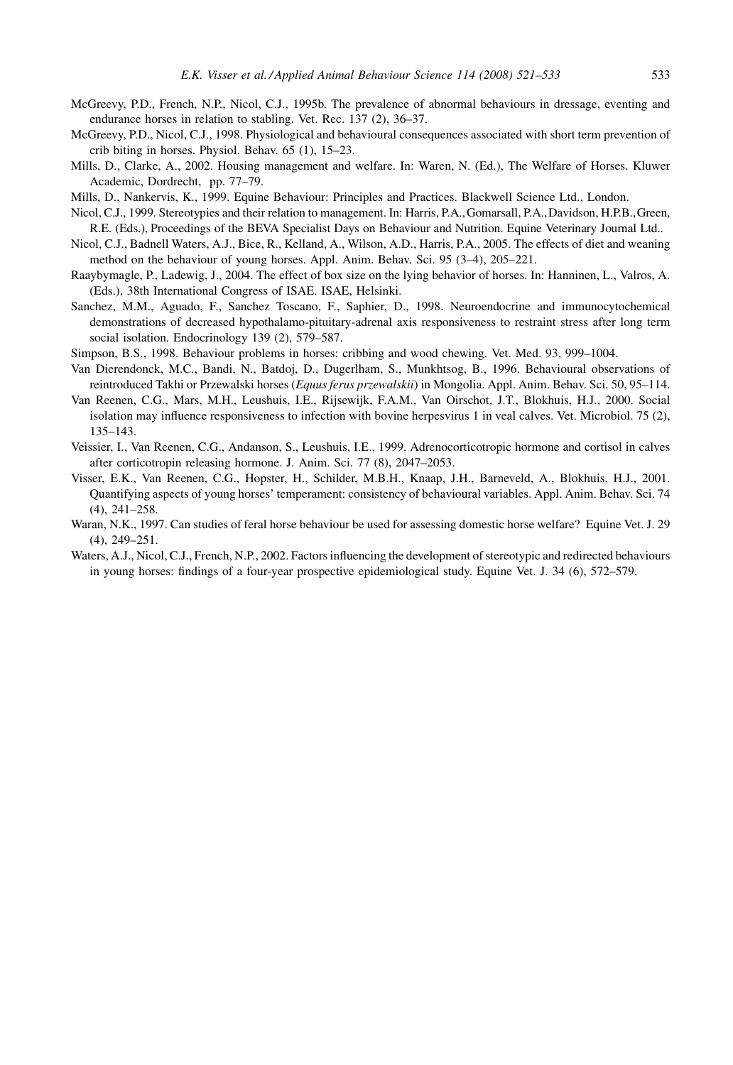McGreevy, P.D., French, N.P., Nicol, C.J., 1995b. The prevalence of abnormal behaviours in dressage, eventing and endurance horses in relation to stabling. Vet. Rec. 137 (2), 36–37.

McGreevy, P.D., Nicol, C.J., 1998. Physiological and behavioural consequences associated with short term prevention of crib biting in horses. Physiol. Behav. 65 (1), 15–23.

Mills, D., Clarke, A., 2002. Housing management and welfare. In: Waren, N. (Ed.), The Welfare of Horses. Kluwer Academic, Dordrecht, pp. 77–79.

Mills, D., Nankervis, K., 1999. Equine Behaviour: Principles and Practices. Blackwell Science Ltd., London.

Nicol, C.J., 1999. Stereotypies and their relation to management. In: Harris, P.A., Gomarsall, P.A., Davidson, H.P.B., Green, R.E. (Eds.), Proceedings of the BEVA Specialist Days on Behaviour and Nutrition. Equine Veterinary Journal Ltd..

Nicol, C.J., Badnell Waters, A.J., Bice, R., Kelland, A., Wilson, A.D., Harris, P.A., 2005. The effects of diet and weaning method on the behaviour of young horses. Appl. Anim. Behav. Sci. 95 (3–4), 205–221.

Raaybymagle, P., Ladewig, J., 2004. The effect of box size on the lying behavior of horses. In: Hanninen, L., Valros, A. (Eds.), 38th International Congress of ISAE. ISAE, Helsinki.

Sanchez, M.M., Aguado, F., Sanchez Toscano, F., Saphier, D., 1998. Neuroendocrine and immunocytochemical demonstrations of decreased hypothalamo-pituitary-adrenal axis responsiveness to restraint stress after long term social isolation. Endocrinology 139 (2), 579–587.

Simpson, B.S., 1998. Behaviour problems in horses: cribbing and wood chewing. Vet. Med. 93, 999–1004.

Van Dierendonck, M.C., Bandi, N., Batdoj, D., Dugerlham, S., Munkhtsog, B., 1996. Behavioural observations of reintroduced Takhi or Przewalski horses (*Equus ferus przewalskii*) in Mongolia. Appl. Anim. Behav. Sci. 50, 95–114.

Van Reenen, C.G., Mars, M.H., Leushuis, I.E., Rijsewijk, F.A.M., Van Oirschot, J.T., Blokhuis, H.J., 2000. Social isolation may influence responsiveness to infection with bovine herpesvirus 1 in veal calves. Vet. Microbiol. 75 (2), 135–143.

Veissier, I., Van Reenen, C.G., Andanson, S., Leushuis, I.E., 1999. Adrenocorticotropic hormone and cortisol in calves after corticotropin releasing hormone. J. Anim. Sci. 77 (8), 2047–2053.

Visser, E.K., Van Reenen, C.G., Hopster, H., Schilder, M.B.H., Knaap, J.H., Barneveld, A., Blokhuis, H.J., 2001. Quantifying aspects of young horses' temperament: consistency of behavioural variables. Appl. Anim. Behav. Sci. 74 (4), 241–258.

Waran, N.K., 1997. Can studies of feral horse behaviour be used for assessing domestic horse welfare? Equine Vet. J. 29 (4), 249–251.

Waters, A.J., Nicol, C.J., French, N.P., 2002. Factors influencing the development of stereotypic and redirected behaviours in young horses: findings of a four-year prospective epidemiological study. Equine Vet. J. 34 (6), 572–579.